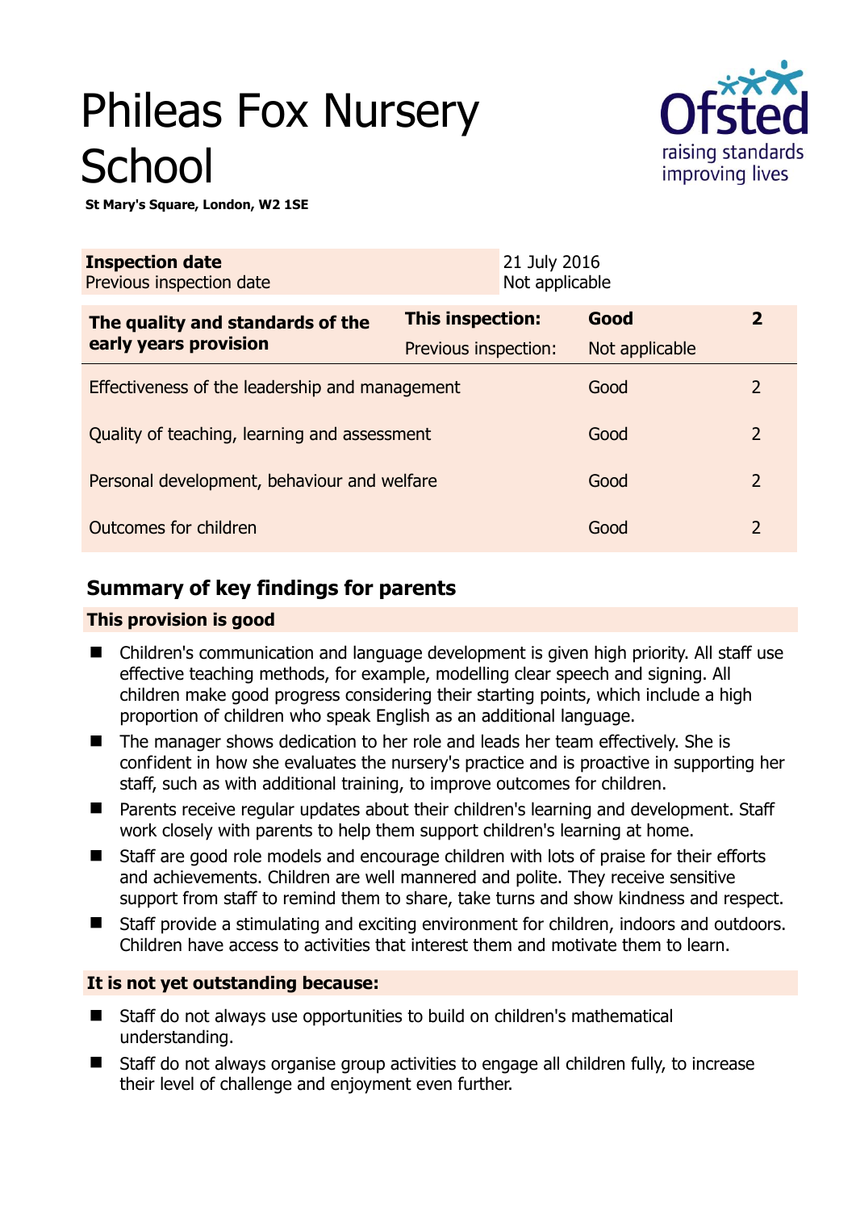# Phileas Fox Nursery School

**St Mary's Square, London, W2 1SE**

| **Inspection date** | 21 July 2016 |
|---|---|
| Previous inspection date | Not applicable |

| **The quality and standards of the early years provision** | **This inspection:** | **Good** | **2** |
|---|---|---|---|
| | Previous inspection: | Not applicable | |
| Effectiveness of the leadership and management | | Good | 2 |
| Quality of teaching, learning and assessment | | Good | 2 |
| Personal development, behaviour and welfare | | Good | 2 |
| Outcomes for children | | Good | 2 |

## Summary of key findings for parents

**This provision is good**

- Children's communication and language development is given high priority. All staff use effective teaching methods, for example, modelling clear speech and signing. All children make good progress considering their starting points, which include a high proportion of children who speak English as an additional language.
- The manager shows dedication to her role and leads her team effectively. She is confident in how she evaluates the nursery's practice and is proactive in supporting her staff, such as with additional training, to improve outcomes for children.
- Parents receive regular updates about their children's learning and development. Staff work closely with parents to help them support children's learning at home.
- Staff are good role models and encourage children with lots of praise for their efforts and achievements. Children are well mannered and polite. They receive sensitive support from staff to remind them to share, take turns and show kindness and respect.
- Staff provide a stimulating and exciting environment for children, indoors and outdoors. Children have access to activities that interest them and motivate them to learn.

**It is not yet outstanding because:**

- Staff do not always use opportunities to build on children's mathematical understanding.
- Staff do not always organise group activities to engage all children fully, to increase their level of challenge and enjoyment even further.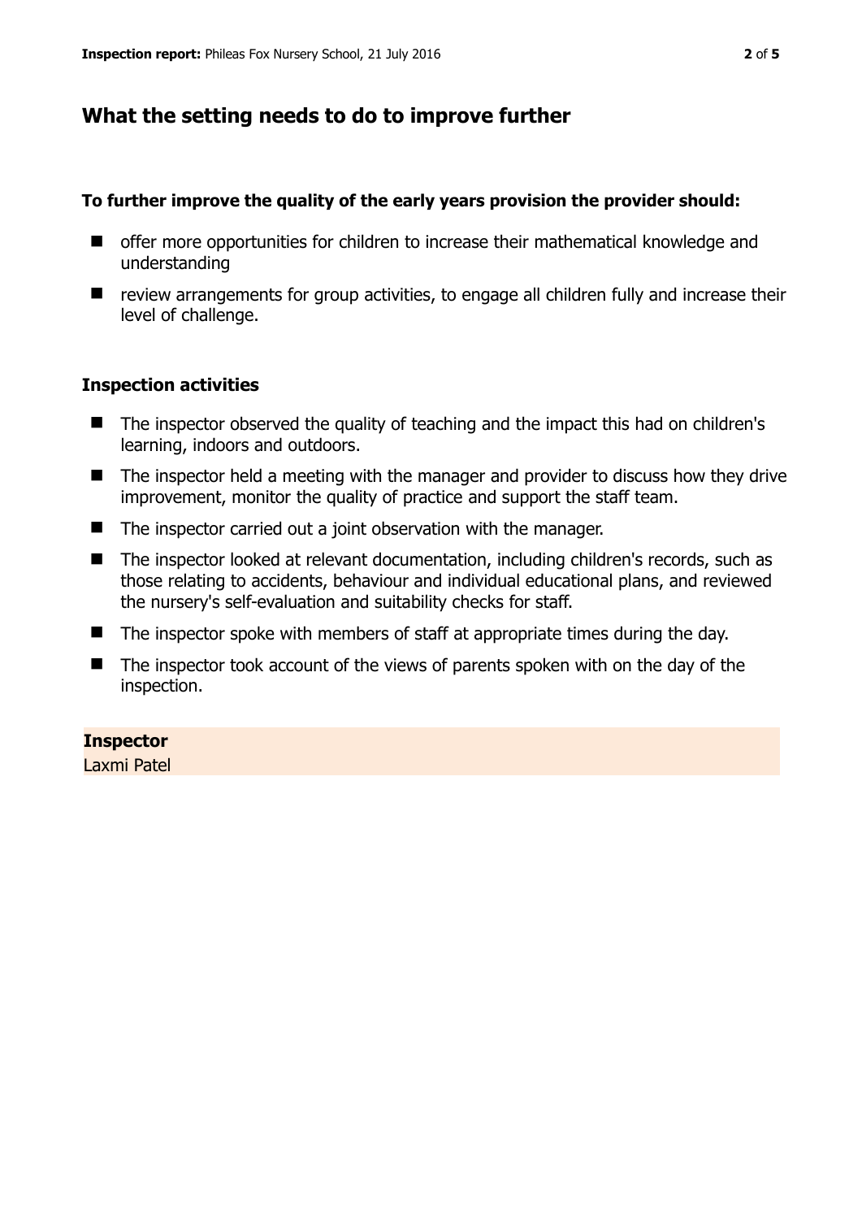## What the setting needs to do to improve further

**To further improve the quality of the early years provision the provider should:**

- offer more opportunities for children to increase their mathematical knowledge and understanding
- review arrangements for group activities, to engage all children fully and increase their level of challenge.

### Inspection activities

- The inspector observed the quality of teaching and the impact this had on children's learning, indoors and outdoors.
- The inspector held a meeting with the manager and provider to discuss how they drive improvement, monitor the quality of practice and support the staff team.
- The inspector carried out a joint observation with the manager.
- The inspector looked at relevant documentation, including children's records, such as those relating to accidents, behaviour and individual educational plans, and reviewed the nursery's self-evaluation and suitability checks for staff.
- The inspector spoke with members of staff at appropriate times during the day.
- The inspector took account of the views of parents spoken with on the day of the inspection.

**Inspector**
Laxmi Patel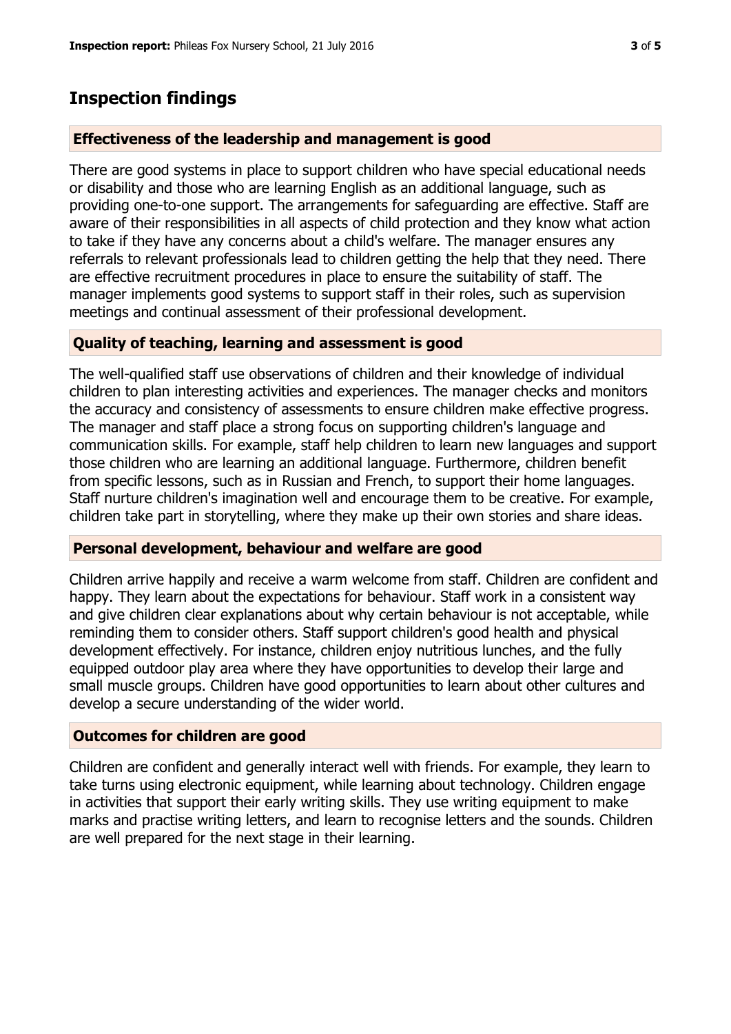## Inspection findings

### Effectiveness of the leadership and management is good

There are good systems in place to support children who have special educational needs or disability and those who are learning English as an additional language, such as providing one-to-one support. The arrangements for safeguarding are effective. Staff are aware of their responsibilities in all aspects of child protection and they know what action to take if they have any concerns about a child's welfare. The manager ensures any referrals to relevant professionals lead to children getting the help that they need. There are effective recruitment procedures in place to ensure the suitability of staff. The manager implements good systems to support staff in their roles, such as supervision meetings and continual assessment of their professional development.

### Quality of teaching, learning and assessment is good

The well-qualified staff use observations of children and their knowledge of individual children to plan interesting activities and experiences. The manager checks and monitors the accuracy and consistency of assessments to ensure children make effective progress. The manager and staff place a strong focus on supporting children's language and communication skills. For example, staff help children to learn new languages and support those children who are learning an additional language. Furthermore, children benefit from specific lessons, such as in Russian and French, to support their home languages. Staff nurture children's imagination well and encourage them to be creative. For example, children take part in storytelling, where they make up their own stories and share ideas.

### Personal development, behaviour and welfare are good

Children arrive happily and receive a warm welcome from staff. Children are confident and happy. They learn about the expectations for behaviour. Staff work in a consistent way and give children clear explanations about why certain behaviour is not acceptable, while reminding them to consider others. Staff support children's good health and physical development effectively. For instance, children enjoy nutritious lunches, and the fully equipped outdoor play area where they have opportunities to develop their large and small muscle groups. Children have good opportunities to learn about other cultures and develop a secure understanding of the wider world.

### Outcomes for children are good

Children are confident and generally interact well with friends. For example, they learn to take turns using electronic equipment, while learning about technology. Children engage in activities that support their early writing skills. They use writing equipment to make marks and practise writing letters, and learn to recognise letters and the sounds. Children are well prepared for the next stage in their learning.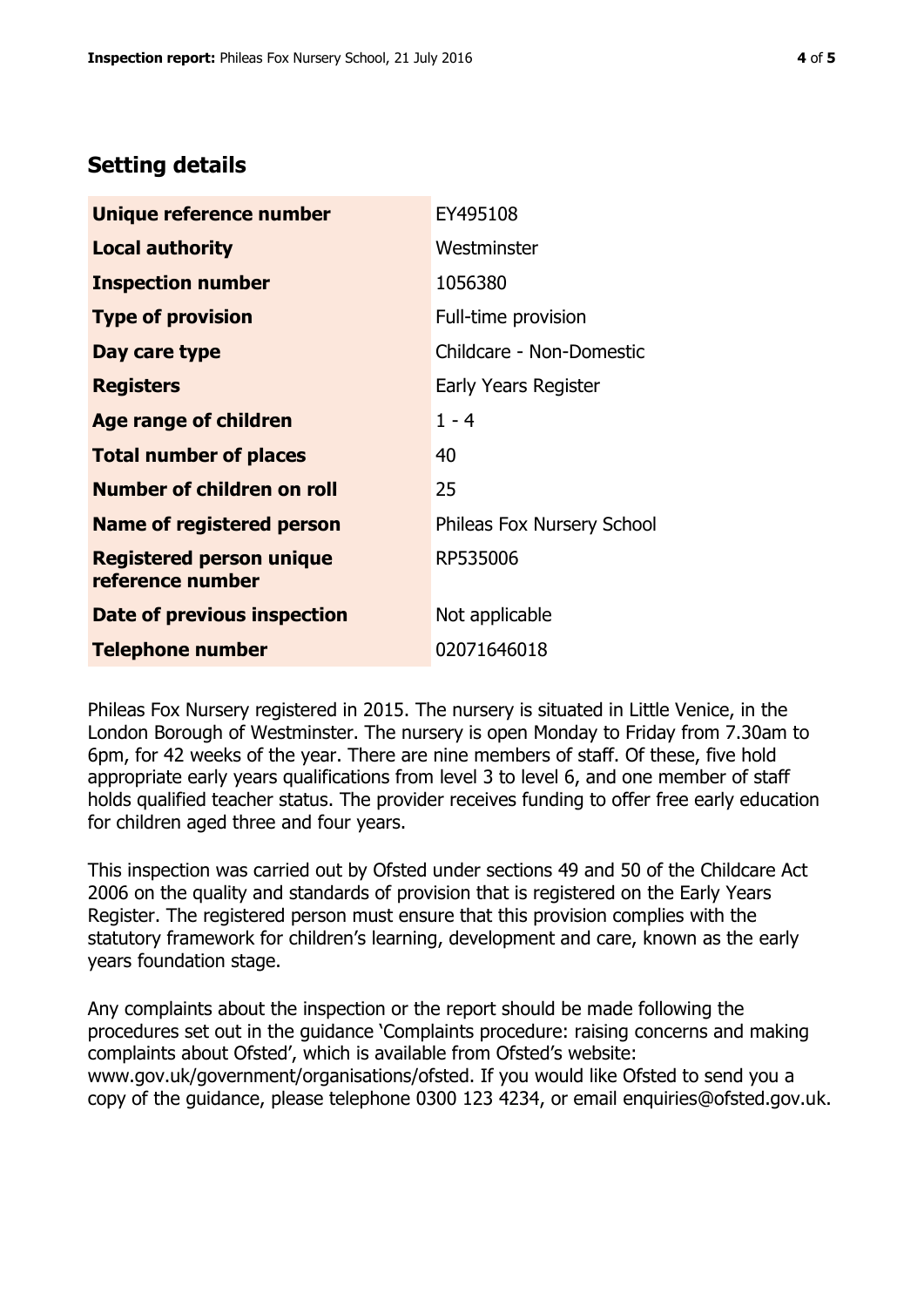## Setting details

| | |
|---|---|
| **Unique reference number** | EY495108 |
| **Local authority** | Westminster |
| **Inspection number** | 1056380 |
| **Type of provision** | Full-time provision |
| **Day care type** | Childcare - Non-Domestic |
| **Registers** | Early Years Register |
| **Age range of children** | 1 - 4 |
| **Total number of places** | 40 |
| **Number of children on roll** | 25 |
| **Name of registered person** | Phileas Fox Nursery School |
| **Registered person unique reference number** | RP535006 |
| **Date of previous inspection** | Not applicable |
| **Telephone number** | 02071646018 |

Phileas Fox Nursery registered in 2015. The nursery is situated in Little Venice, in the London Borough of Westminster. The nursery is open Monday to Friday from 7.30am to 6pm, for 42 weeks of the year. There are nine members of staff. Of these, five hold appropriate early years qualifications from level 3 to level 6, and one member of staff holds qualified teacher status. The provider receives funding to offer free early education for children aged three and four years.

This inspection was carried out by Ofsted under sections 49 and 50 of the Childcare Act 2006 on the quality and standards of provision that is registered on the Early Years Register. The registered person must ensure that this provision complies with the statutory framework for children's learning, development and care, known as the early years foundation stage.

Any complaints about the inspection or the report should be made following the procedures set out in the guidance 'Complaints procedure: raising concerns and making complaints about Ofsted', which is available from Ofsted's website: www.gov.uk/government/organisations/ofsted. If you would like Ofsted to send you a copy of the guidance, please telephone 0300 123 4234, or email enquiries@ofsted.gov.uk.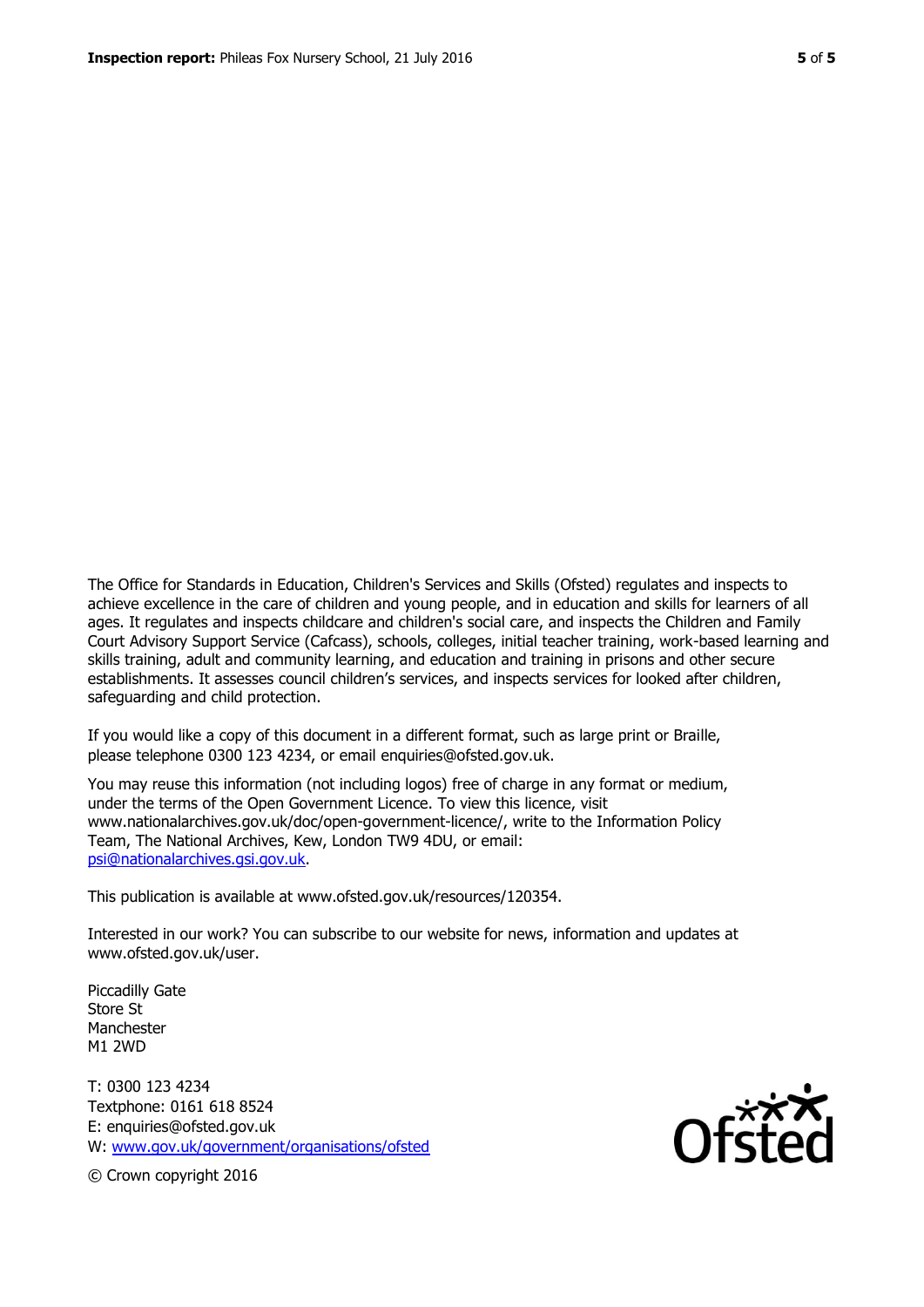The Office for Standards in Education, Children's Services and Skills (Ofsted) regulates and inspects to achieve excellence in the care of children and young people, and in education and skills for learners of all ages. It regulates and inspects childcare and children's social care, and inspects the Children and Family Court Advisory Support Service (Cafcass), schools, colleges, initial teacher training, work-based learning and skills training, adult and community learning, and education and training in prisons and other secure establishments. It assesses council children's services, and inspects services for looked after children, safeguarding and child protection.

If you would like a copy of this document in a different format, such as large print or Braille, please telephone 0300 123 4234, or email enquiries@ofsted.gov.uk.

You may reuse this information (not including logos) free of charge in any format or medium, under the terms of the Open Government Licence. To view this licence, visit www.nationalarchives.gov.uk/doc/open-government-licence/, write to the Information Policy Team, The National Archives, Kew, London TW9 4DU, or email: psi@nationalarchives.gsi.gov.uk.

This publication is available at www.ofsted.gov.uk/resources/120354.

Interested in our work? You can subscribe to our website for news, information and updates at www.ofsted.gov.uk/user.

Piccadilly Gate
Store St
Manchester
M1 2WD

T: 0300 123 4234
Textphone: 0161 618 8524
E: enquiries@ofsted.gov.uk
W: www.gov.uk/government/organisations/ofsted

© Crown copyright 2016